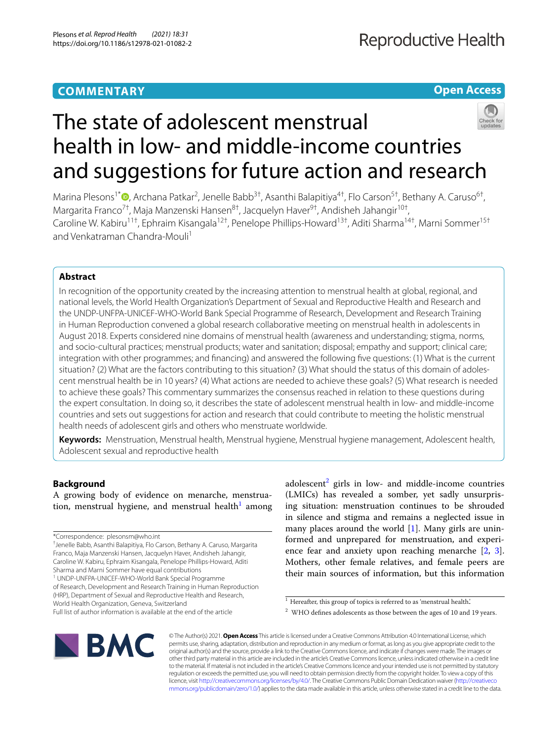**COMMENTARY**

**Open Access**

# The state of adolescent menstrual health in low- and middle-income countries and suggestions for future action and research

Marina Plesons[1*], Archana Patkar[2], Jenelle Babb[3†], Asanthi Balapitiya[4†], Flo Carson[5†], Bethany A. Caruso[6†], Margarita Franco[7†], Maja Manzenski Hansen[8†], Jacquelyn Haver[9†], Andisheh Jahangir[10†], Caroline W. Kabiru[11†], Ephraim Kisangala[12†], Penelope Phillips-Howard[13†], Aditi Sharma[14†], Marni Sommer[15†] and Venkatraman Chandra-Mouli[1]

## Abstract

In recognition of the opportunity created by the increasing attention to menstrual health at global, regional, and national levels, the World Health Organization's Department of Sexual and Reproductive Health and Research and the UNDP-UNFPA-UNICEF-WHO-World Bank Special Programme of Research, Development and Research Training in Human Reproduction convened a global research collaborative meeting on menstrual health in adolescents in August 2018. Experts considered nine domains of menstrual health (awareness and understanding; stigma, norms, and socio-cultural practices; menstrual products; water and sanitation; disposal; empathy and support; clinical care; integration with other programmes; and financing) and answered the following five questions: (1) What is the current situation? (2) What are the factors contributing to this situation? (3) What should the status of this domain of adolescent menstrual health be in 10 years? (4) What actions are needed to achieve these goals? (5) What research is needed to achieve these goals? This commentary summarizes the consensus reached in relation to these questions during the expert consultation. In doing so, it describes the state of adolescent menstrual health in low- and middle-income countries and sets out suggestions for action and research that could contribute to meeting the holistic menstrual health needs of adolescent girls and others who menstruate worldwide.

**Keywords:** Menstruation, Menstrual health, Menstrual hygiene, Menstrual hygiene management, Adolescent health, Adolescent sexual and reproductive health

## Background

A growing body of evidence on menarche, menstruation, menstrual hygiene, and menstrual health[1] among adolescent[2] girls in low- and middle-income countries (LMICs) has revealed a somber, yet sadly unsurprising situation: menstruation continues to be shrouded in silence and stigma and remains a neglected issue in many places around the world [1]. Many girls are uninformed and unprepared for menstruation, and experience fear and anxiety upon reaching menarche [2, 3]. Mothers, other female relatives, and female peers are their main sources of information, but this information

---

*Correspondence: plesonsm@who.int

†Jenelle Babb, Asanthi Balapitiya, Flo Carson, Bethany A. Caruso, Margarita Franco, Maja Manzenski Hansen, Jacquelyn Haver, Andisheh Jahangir, Caroline W. Kabiru, Ephraim Kisangala, Penelope Phillips-Howard, Aditi Sharma and Marni Sommer have equal contributions

[1] UNDP-UNFPA-UNICEF-WHO-World Bank Special Programme of Research, Development and Research Training in Human Reproduction (HRP), Department of Sexual and Reproductive Health and Research, World Health Organization, Geneva, Switzerland

Full list of author information is available at the end of the article

[1] Hereafter, this group of topics is referred to as 'menstrual health'.

[2] WHO defines adolescents as those between the ages of 10 and 19 years.

© The Author(s) 2021. **Open Access** This article is licensed under a Creative Commons Attribution 4.0 International License, which permits use, sharing, adaptation, distribution and reproduction in any medium or format, as long as you give appropriate credit to the original author(s) and the source, provide a link to the Creative Commons licence, and indicate if changes were made. The images or other third party material in this article are included in the article's Creative Commons licence, unless indicated otherwise in a credit line to the material. If material is not included in the article's Creative Commons licence and your intended use is not permitted by statutory regulation or exceeds the permitted use, you will need to obtain permission directly from the copyright holder. To view a copy of this licence, visit http://creativecommons.org/licenses/by/4.0/. The Creative Commons Public Domain Dedication waiver (http://creativecommons.org/publicdomain/zero/1.0/) applies to the data made available in this article, unless otherwise stated in a credit line to the data.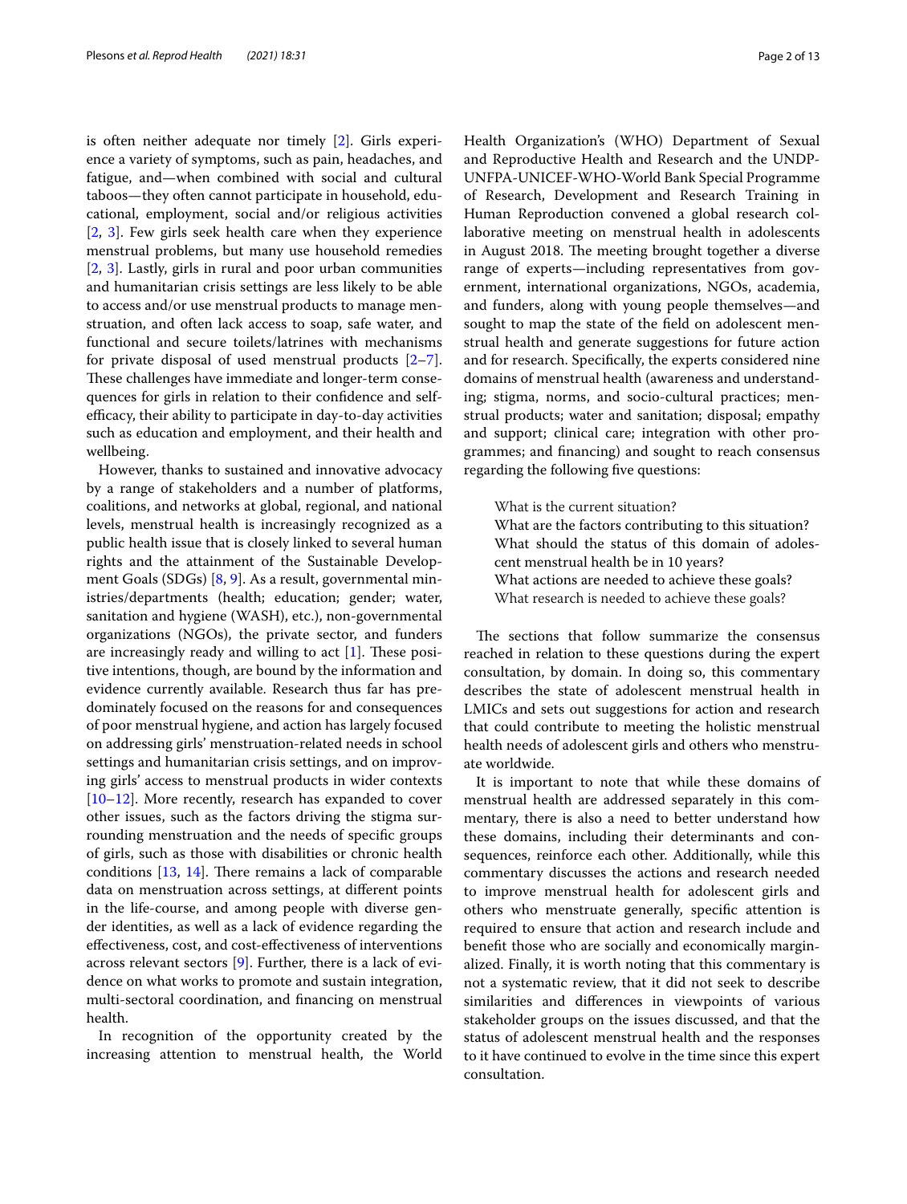is often neither adequate nor timely [2]. Girls experience a variety of symptoms, such as pain, headaches, and fatigue, and—when combined with social and cultural taboos—they often cannot participate in household, educational, employment, social and/or religious activities [2, 3]. Few girls seek health care when they experience menstrual problems, but many use household remedies [2, 3]. Lastly, girls in rural and poor urban communities and humanitarian crisis settings are less likely to be able to access and/or use menstrual products to manage menstruation, and often lack access to soap, safe water, and functional and secure toilets/latrines with mechanisms for private disposal of used menstrual products [2–7]. These challenges have immediate and longer-term consequences for girls in relation to their confidence and self-efficacy, their ability to participate in day-to-day activities such as education and employment, and their health and wellbeing.

However, thanks to sustained and innovative advocacy by a range of stakeholders and a number of platforms, coalitions, and networks at global, regional, and national levels, menstrual health is increasingly recognized as a public health issue that is closely linked to several human rights and the attainment of the Sustainable Development Goals (SDGs) [8, 9]. As a result, governmental ministries/departments (health; education; gender; water, sanitation and hygiene (WASH), etc.), non-governmental organizations (NGOs), the private sector, and funders are increasingly ready and willing to act [1]. These positive intentions, though, are bound by the information and evidence currently available. Research thus far has predominately focused on the reasons for and consequences of poor menstrual hygiene, and action has largely focused on addressing girls' menstruation-related needs in school settings and humanitarian crisis settings, and on improving girls' access to menstrual products in wider contexts [10–12]. More recently, research has expanded to cover other issues, such as the factors driving the stigma surrounding menstruation and the needs of specific groups of girls, such as those with disabilities or chronic health conditions [13, 14]. There remains a lack of comparable data on menstruation across settings, at different points in the life-course, and among people with diverse gender identities, as well as a lack of evidence regarding the effectiveness, cost, and cost-effectiveness of interventions across relevant sectors [9]. Further, there is a lack of evidence on what works to promote and sustain integration, multi-sectoral coordination, and financing on menstrual health.

In recognition of the opportunity created by the increasing attention to menstrual health, the World Health Organization's (WHO) Department of Sexual and Reproductive Health and Research and the UNDP-UNFPA-UNICEF-WHO-World Bank Special Programme of Research, Development and Research Training in Human Reproduction convened a global research collaborative meeting on menstrual health in adolescents in August 2018. The meeting brought together a diverse range of experts—including representatives from government, international organizations, NGOs, academia, and funders, along with young people themselves—and sought to map the state of the field on adolescent menstrual health and generate suggestions for future action and for research. Specifically, the experts considered nine domains of menstrual health (awareness and understanding; stigma, norms, and socio-cultural practices; menstrual products; water and sanitation; disposal; empathy and support; clinical care; integration with other programmes; and financing) and sought to reach consensus regarding the following five questions:

What is the current situation?
What are the factors contributing to this situation?
What should the status of this domain of adolescent menstrual health be in 10 years?
What actions are needed to achieve these goals?
What research is needed to achieve these goals?

The sections that follow summarize the consensus reached in relation to these questions during the expert consultation, by domain. In doing so, this commentary describes the state of adolescent menstrual health in LMICs and sets out suggestions for action and research that could contribute to meeting the holistic menstrual health needs of adolescent girls and others who menstruate worldwide.

It is important to note that while these domains of menstrual health are addressed separately in this commentary, there is also a need to better understand how these domains, including their determinants and consequences, reinforce each other. Additionally, while this commentary discusses the actions and research needed to improve menstrual health for adolescent girls and others who menstruate generally, specific attention is required to ensure that action and research include and benefit those who are socially and economically marginalized. Finally, it is worth noting that this commentary is not a systematic review, that it did not seek to describe similarities and differences in viewpoints of various stakeholder groups on the issues discussed, and that the status of adolescent menstrual health and the responses to it have continued to evolve in the time since this expert consultation.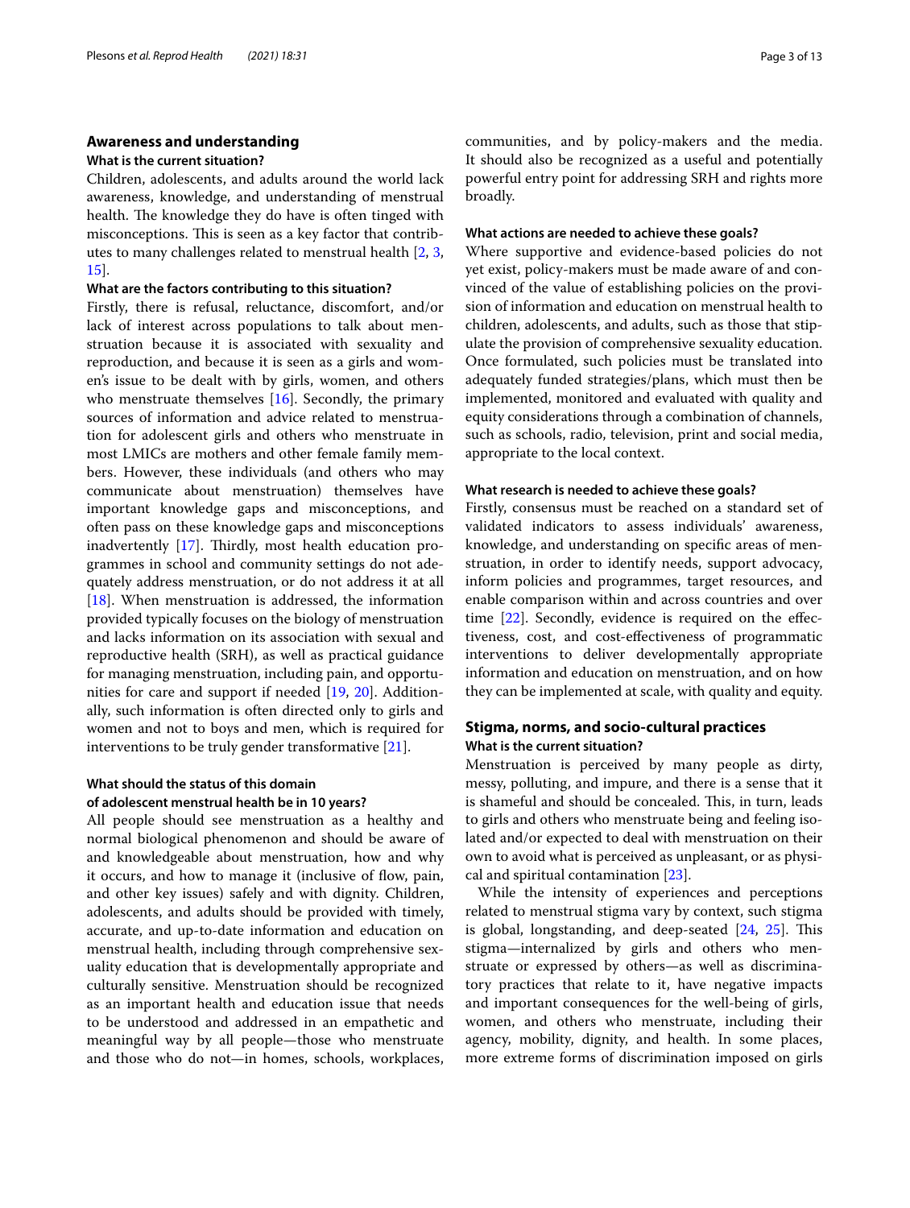## Awareness and understanding

### What is the current situation?

Children, adolescents, and adults around the world lack awareness, knowledge, and understanding of menstrual health. The knowledge they do have is often tinged with misconceptions. This is seen as a key factor that contributes to many challenges related to menstrual health [2, 3, 15].

### What are the factors contributing to this situation?

Firstly, there is refusal, reluctance, discomfort, and/or lack of interest across populations to talk about menstruation because it is associated with sexuality and reproduction, and because it is seen as a girls and women's issue to be dealt with by girls, women, and others who menstruate themselves [16]. Secondly, the primary sources of information and advice related to menstruation for adolescent girls and others who menstruate in most LMICs are mothers and other female family members. However, these individuals (and others who may communicate about menstruation) themselves have important knowledge gaps and misconceptions, and often pass on these knowledge gaps and misconceptions inadvertently [17]. Thirdly, most health education programmes in school and community settings do not adequately address menstruation, or do not address it at all [18]. When menstruation is addressed, the information provided typically focuses on the biology of menstruation and lacks information on its association with sexual and reproductive health (SRH), as well as practical guidance for managing menstruation, including pain, and opportunities for care and support if needed [19, 20]. Additionally, such information is often directed only to girls and women and not to boys and men, which is required for interventions to be truly gender transformative [21].

### What should the status of this domain of adolescent menstrual health be in 10 years?

All people should see menstruation as a healthy and normal biological phenomenon and should be aware of and knowledgeable about menstruation, how and why it occurs, and how to manage it (inclusive of flow, pain, and other key issues) safely and with dignity. Children, adolescents, and adults should be provided with timely, accurate, and up-to-date information and education on menstrual health, including through comprehensive sexuality education that is developmentally appropriate and culturally sensitive. Menstruation should be recognized as an important health and education issue that needs to be understood and addressed in an empathetic and meaningful way by all people—those who menstruate and those who do not—in homes, schools, workplaces, communities, and by policy-makers and the media. It should also be recognized as a useful and potentially powerful entry point for addressing SRH and rights more broadly.

### What actions are needed to achieve these goals?

Where supportive and evidence-based policies do not yet exist, policy-makers must be made aware of and convinced of the value of establishing policies on the provision of information and education on menstrual health to children, adolescents, and adults, such as those that stipulate the provision of comprehensive sexuality education. Once formulated, such policies must be translated into adequately funded strategies/plans, which must then be implemented, monitored and evaluated with quality and equity considerations through a combination of channels, such as schools, radio, television, print and social media, appropriate to the local context.

### What research is needed to achieve these goals?

Firstly, consensus must be reached on a standard set of validated indicators to assess individuals' awareness, knowledge, and understanding on specific areas of menstruation, in order to identify needs, support advocacy, inform policies and programmes, target resources, and enable comparison within and across countries and over time [22]. Secondly, evidence is required on the effectiveness, cost, and cost-effectiveness of programmatic interventions to deliver developmentally appropriate information and education on menstruation, and on how they can be implemented at scale, with quality and equity.

## Stigma, norms, and socio-cultural practices

### What is the current situation?

Menstruation is perceived by many people as dirty, messy, polluting, and impure, and there is a sense that it is shameful and should be concealed. This, in turn, leads to girls and others who menstruate being and feeling isolated and/or expected to deal with menstruation on their own to avoid what is perceived as unpleasant, or as physical and spiritual contamination [23].

While the intensity of experiences and perceptions related to menstrual stigma vary by context, such stigma is global, longstanding, and deep-seated [24, 25]. This stigma—internalized by girls and others who menstruate or expressed by others—as well as discriminatory practices that relate to it, have negative impacts and important consequences for the well-being of girls, women, and others who menstruate, including their agency, mobility, dignity, and health. In some places, more extreme forms of discrimination imposed on girls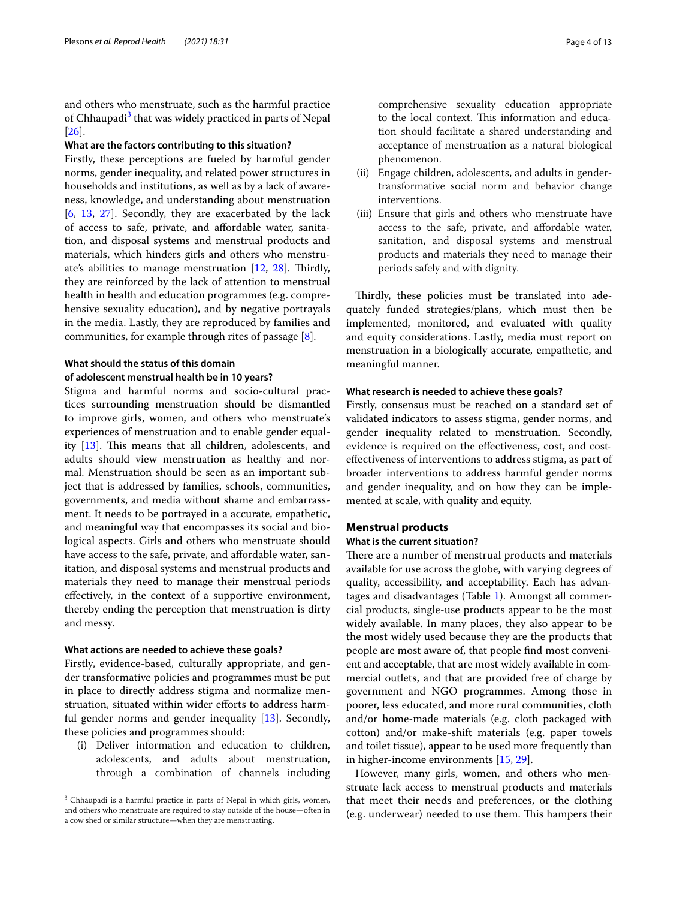and others who menstruate, such as the harmful practice of Chhaupadi[3] that was widely practiced in parts of Nepal [26].

#### What are the factors contributing to this situation?

Firstly, these perceptions are fueled by harmful gender norms, gender inequality, and related power structures in households and institutions, as well as by a lack of awareness, knowledge, and understanding about menstruation [6, 13, 27]. Secondly, they are exacerbated by the lack of access to safe, private, and affordable water, sanitation, and disposal systems and menstrual products and materials, which hinders girls and others who menstruate's abilities to manage menstruation [12, 28]. Thirdly, they are reinforced by the lack of attention to menstrual health in health and education programmes (e.g. comprehensive sexuality education), and by negative portrayals in the media. Lastly, they are reproduced by families and communities, for example through rites of passage [8].

#### What should the status of this domain of adolescent menstrual health be in 10 years?

Stigma and harmful norms and socio-cultural practices surrounding menstruation should be dismantled to improve girls, women, and others who menstruate's experiences of menstruation and to enable gender equality [13]. This means that all children, adolescents, and adults should view menstruation as healthy and normal. Menstruation should be seen as an important subject that is addressed by families, schools, communities, governments, and media without shame and embarrassment. It needs to be portrayed in a accurate, empathetic, and meaningful way that encompasses its social and biological aspects. Girls and others who menstruate should have access to the safe, private, and affordable water, sanitation, and disposal systems and menstrual products and materials they need to manage their menstrual periods effectively, in the context of a supportive environment, thereby ending the perception that menstruation is dirty and messy.

#### What actions are needed to achieve these goals?

Firstly, evidence-based, culturally appropriate, and gender transformative policies and programmes must be put in place to directly address stigma and normalize menstruation, situated within wider efforts to address harmful gender norms and gender inequality [13]. Secondly, these policies and programmes should:

(i) Deliver information and education to children, adolescents, and adults about menstruation, through a combination of channels including comprehensive sexuality education appropriate to the local context. This information and education should facilitate a shared understanding and acceptance of menstruation as a natural biological phenomenon.
(ii) Engage children, adolescents, and adults in gender-transformative social norm and behavior change interventions.
(iii) Ensure that girls and others who menstruate have access to the safe, private, and affordable water, sanitation, and disposal systems and menstrual products and materials they need to manage their periods safely and with dignity.

Thirdly, these policies must be translated into adequately funded strategies/plans, which must then be implemented, monitored, and evaluated with quality and equity considerations. Lastly, media must report on menstruation in a biologically accurate, empathetic, and meaningful manner.

#### What research is needed to achieve these goals?

Firstly, consensus must be reached on a standard set of validated indicators to assess stigma, gender norms, and gender inequality related to menstruation. Secondly, evidence is required on the effectiveness, cost, and cost-effectiveness of interventions to address stigma, as part of broader interventions to address harmful gender norms and gender inequality, and on how they can be implemented at scale, with quality and equity.

### Menstrual products

#### What is the current situation?

There are a number of menstrual products and materials available for use across the globe, with varying degrees of quality, accessibility, and acceptability. Each has advantages and disadvantages (Table 1). Amongst all commercial products, single-use products appear to be the most widely available. In many places, they also appear to be the most widely used because they are the products that people are most aware of, that people find most convenient and acceptable, that are most widely available in commercial outlets, and that are provided free of charge by government and NGO programmes. Among those in poorer, less educated, and more rural communities, cloth and/or home-made materials (e.g. cloth packaged with cotton) and/or make-shift materials (e.g. paper towels and toilet tissue), appear to be used more frequently than in higher-income environments [15, 29].

However, many girls, women, and others who menstruate lack access to menstrual products and materials that meet their needs and preferences, or the clothing (e.g. underwear) needed to use them. This hampers their

[3] Chhaupadi is a harmful practice in parts of Nepal in which girls, women, and others who menstruate are required to stay outside of the house—often in a cow shed or similar structure—when they are menstruating.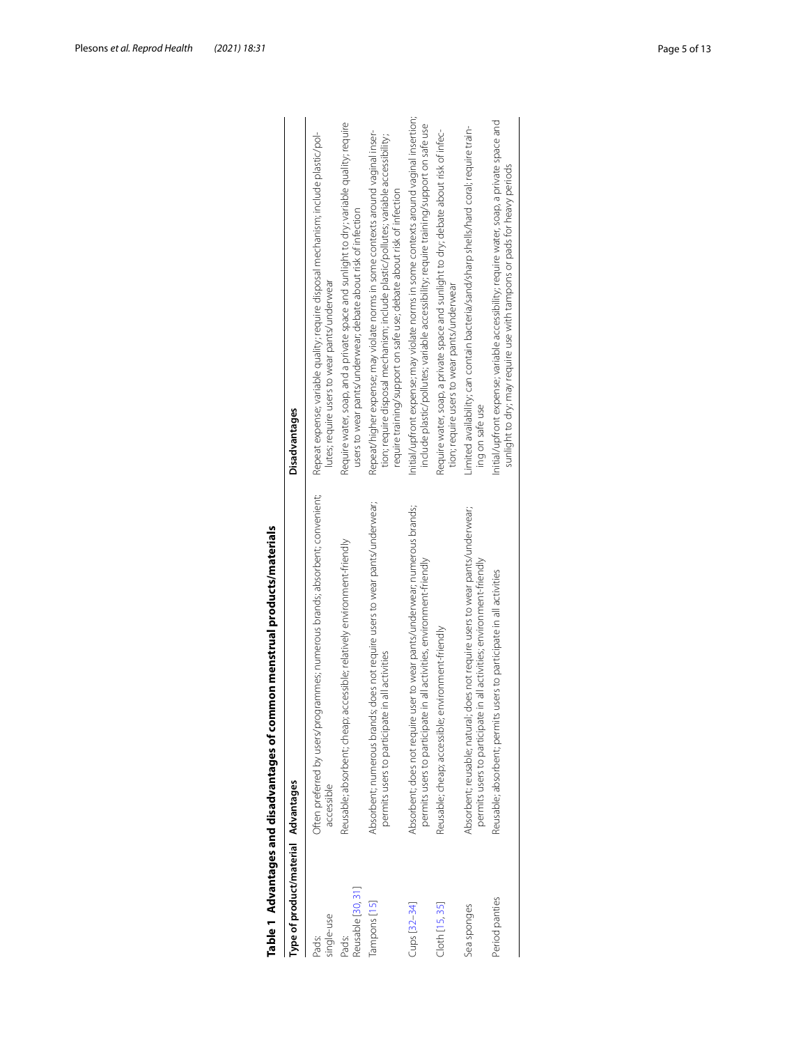**Table 1 Advantages and disadvantages of common menstrual products/materials**

| Type of product/material | Advantages | Disadvantages |
| --- | --- | --- |
| Pads: single-use | Often preferred by users/programmes; numerous brands; absorbent; convenient; accessible | Repeat expense; variable quality; require disposal mechanism; include plastic/pollutes; require users to wear pants/underwear |
| Pads: Reusable [30, 31] | Reusable; absorbent; cheap; accessible; relatively environment-friendly | Require water, soap, and a private space and sunlight to dry; variable quality; require users to wear pants/underwear; debate about risk of infection |
| Tampons [15] | Absorbent; numerous brands; does not require users to wear pants/underwear; permits users to participate in all activities | Repeat/higher expense; may violate norms in some contexts around vaginal insertion; require disposal mechanism; include plastic/pollutes; variable accessibility; require training/support on safe use; debate about risk of infection |
| Cups [32–34] | Absorbent; does not require user to wear pants/underwear; numerous brands; permits users to participate in all activities, environment-friendly | Initial/upfront expense; may violate norms in some contexts around vaginal insertion; include plastic/pollutes; variable accessibility; require training/support on safe use |
| Cloth [15, 35] | Reusable; cheap; accessible; environment-friendly | Require water, soap, a private space and sunlight to dry; debate about risk of infection; require users to wear pants/underwear |
| Sea sponges | Absorbent; reusable; natural; does not require users to wear pants/underwear; permits users to participate in all activities; environment-friendly | Limited availability; can contain bacteria/sand/sharp shells/hard coral; require training on safe use |
| Period panties | Reusable; absorbent; permits users to participate in all activities | Initial/upfront expense; variable accessibility; require water, soap, a private space and sunlight to dry; may require use with tampons or pads for heavy periods |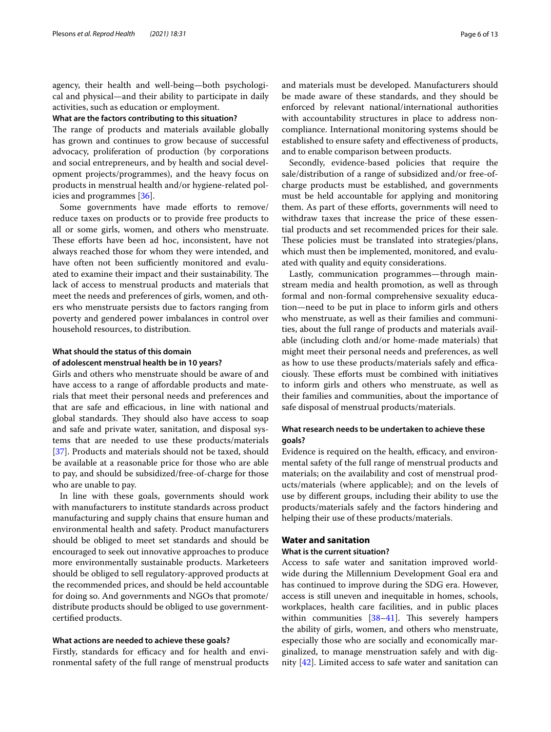agency, their health and well-being—both psychological and physical—and their ability to participate in daily activities, such as education or employment.

#### What are the factors contributing to this situation?

The range of products and materials available globally has grown and continues to grow because of successful advocacy, proliferation of production (by corporations and social entrepreneurs, and by health and social development projects/programmes), and the heavy focus on products in menstrual health and/or hygiene-related policies and programmes [36].

Some governments have made efforts to remove/reduce taxes on products or to provide free products to all or some girls, women, and others who menstruate. These efforts have been ad hoc, inconsistent, have not always reached those for whom they were intended, and have often not been sufficiently monitored and evaluated to examine their impact and their sustainability. The lack of access to menstrual products and materials that meet the needs and preferences of girls, women, and others who menstruate persists due to factors ranging from poverty and gendered power imbalances in control over household resources, to distribution.

#### What should the status of this domain of adolescent menstrual health be in 10 years?

Girls and others who menstruate should be aware of and have access to a range of affordable products and materials that meet their personal needs and preferences and that are safe and efficacious, in line with national and global standards. They should also have access to soap and safe and private water, sanitation, and disposal systems that are needed to use these products/materials [37]. Products and materials should not be taxed, should be available at a reasonable price for those who are able to pay, and should be subsidized/free-of-charge for those who are unable to pay.

In line with these goals, governments should work with manufacturers to institute standards across product manufacturing and supply chains that ensure human and environmental health and safety. Product manufacturers should be obliged to meet set standards and should be encouraged to seek out innovative approaches to produce more environmentally sustainable products. Marketeers should be obliged to sell regulatory-approved products at the recommended prices, and should be held accountable for doing so. And governments and NGOs that promote/distribute products should be obliged to use government-certified products.

#### What actions are needed to achieve these goals?

Firstly, standards for efficacy and for health and environmental safety of the full range of menstrual products and materials must be developed. Manufacturers should be made aware of these standards, and they should be enforced by relevant national/international authorities with accountability structures in place to address non-compliance. International monitoring systems should be established to ensure safety and effectiveness of products, and to enable comparison between products.

Secondly, evidence-based policies that require the sale/distribution of a range of subsidized and/or free-of-charge products must be established, and governments must be held accountable for applying and monitoring them. As part of these efforts, governments will need to withdraw taxes that increase the price of these essential products and set recommended prices for their sale. These policies must be translated into strategies/plans, which must then be implemented, monitored, and evaluated with quality and equity considerations.

Lastly, communication programmes—through mainstream media and health promotion, as well as through formal and non-formal comprehensive sexuality education—need to be put in place to inform girls and others who menstruate, as well as their families and communities, about the full range of products and materials available (including cloth and/or home-made materials) that might meet their personal needs and preferences, as well as how to use these products/materials safely and efficaciously. These efforts must be combined with initiatives to inform girls and others who menstruate, as well as their families and communities, about the importance of safe disposal of menstrual products/materials.

#### What research needs to be undertaken to achieve these goals?

Evidence is required on the health, efficacy, and environmental safety of the full range of menstrual products and materials; on the availability and cost of menstrual products/materials (where applicable); and on the levels of use by different groups, including their ability to use the products/materials safely and the factors hindering and helping their use of these products/materials.

### Water and sanitation

#### What is the current situation?

Access to safe water and sanitation improved worldwide during the Millennium Development Goal era and has continued to improve during the SDG era. However, access is still uneven and inequitable in homes, schools, workplaces, health care facilities, and in public places within communities [38–41]. This severely hampers the ability of girls, women, and others who menstruate, especially those who are socially and economically marginalized, to manage menstruation safely and with dignity [42]. Limited access to safe water and sanitation can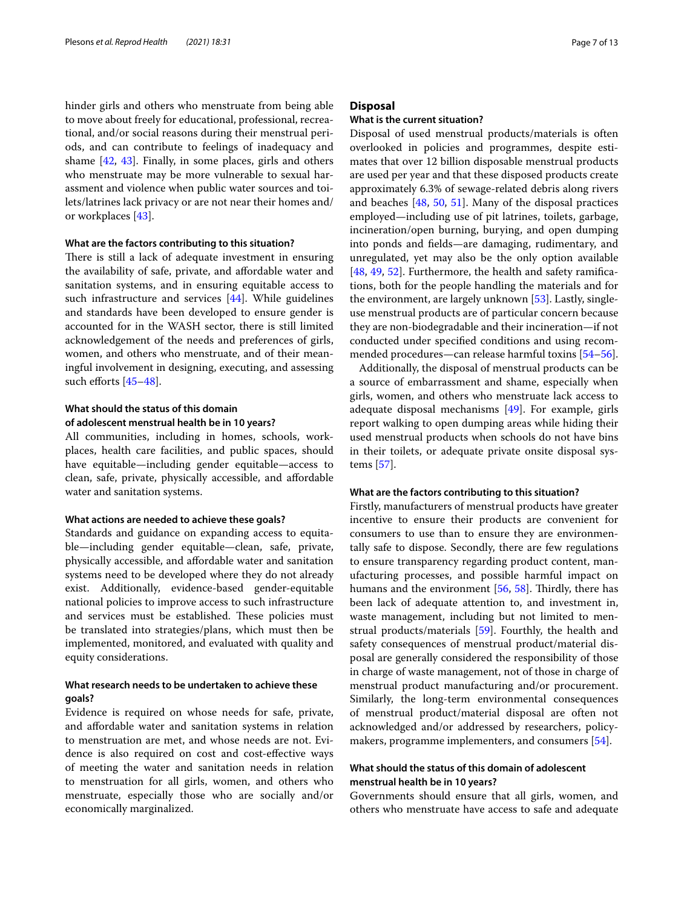hinder girls and others who menstruate from being able to move about freely for educational, professional, recreational, and/or social reasons during their menstrual periods, and can contribute to feelings of inadequacy and shame [42, 43]. Finally, in some places, girls and others who menstruate may be more vulnerable to sexual harassment and violence when public water sources and toilets/latrines lack privacy or are not near their homes and/or workplaces [43].

#### What are the factors contributing to this situation?

There is still a lack of adequate investment in ensuring the availability of safe, private, and affordable water and sanitation systems, and in ensuring equitable access to such infrastructure and services [44]. While guidelines and standards have been developed to ensure gender is accounted for in the WASH sector, there is still limited acknowledgement of the needs and preferences of girls, women, and others who menstruate, and of their meaningful involvement in designing, executing, and assessing such efforts [45–48].

#### What should the status of this domain of adolescent menstrual health be in 10 years?

All communities, including in homes, schools, workplaces, health care facilities, and public spaces, should have equitable—including gender equitable—access to clean, safe, private, physically accessible, and affordable water and sanitation systems.

#### What actions are needed to achieve these goals?

Standards and guidance on expanding access to equitable—including gender equitable—clean, safe, private, physically accessible, and affordable water and sanitation systems need to be developed where they do not already exist. Additionally, evidence-based gender-equitable national policies to improve access to such infrastructure and services must be established. These policies must be translated into strategies/plans, which must then be implemented, monitored, and evaluated with quality and equity considerations.

#### What research needs to be undertaken to achieve these goals?

Evidence is required on whose needs for safe, private, and affordable water and sanitation systems in relation to menstruation are met, and whose needs are not. Evidence is also required on cost and cost-effective ways of meeting the water and sanitation needs in relation to menstruation for all girls, women, and others who menstruate, especially those who are socially and/or economically marginalized.

### Disposal

#### What is the current situation?

Disposal of used menstrual products/materials is often overlooked in policies and programmes, despite estimates that over 12 billion disposable menstrual products are used per year and that these disposed products create approximately 6.3% of sewage-related debris along rivers and beaches [48, 50, 51]. Many of the disposal practices employed—including use of pit latrines, toilets, garbage, incineration/open burning, burying, and open dumping into ponds and fields—are damaging, rudimentary, and unregulated, yet may also be the only option available [48, 49, 52]. Furthermore, the health and safety ramifications, both for the people handling the materials and for the environment, are largely unknown [53]. Lastly, single-use menstrual products are of particular concern because they are non-biodegradable and their incineration—if not conducted under specified conditions and using recommended procedures—can release harmful toxins [54–56].

Additionally, the disposal of menstrual products can be a source of embarrassment and shame, especially when girls, women, and others who menstruate lack access to adequate disposal mechanisms [49]. For example, girls report walking to open dumping areas while hiding their used menstrual products when schools do not have bins in their toilets, or adequate private onsite disposal systems [57].

#### What are the factors contributing to this situation?

Firstly, manufacturers of menstrual products have greater incentive to ensure their products are convenient for consumers to use than to ensure they are environmentally safe to dispose. Secondly, there are few regulations to ensure transparency regarding product content, manufacturing processes, and possible harmful impact on humans and the environment [56, 58]. Thirdly, there has been lack of adequate attention to, and investment in, waste management, including but not limited to menstrual products/materials [59]. Fourthly, the health and safety consequences of menstrual product/material disposal are generally considered the responsibility of those in charge of waste management, not of those in charge of menstrual product manufacturing and/or procurement. Similarly, the long-term environmental consequences of menstrual product/material disposal are often not acknowledged and/or addressed by researchers, policymakers, programme implementers, and consumers [54].

#### What should the status of this domain of adolescent menstrual health be in 10 years?

Governments should ensure that all girls, women, and others who menstruate have access to safe and adequate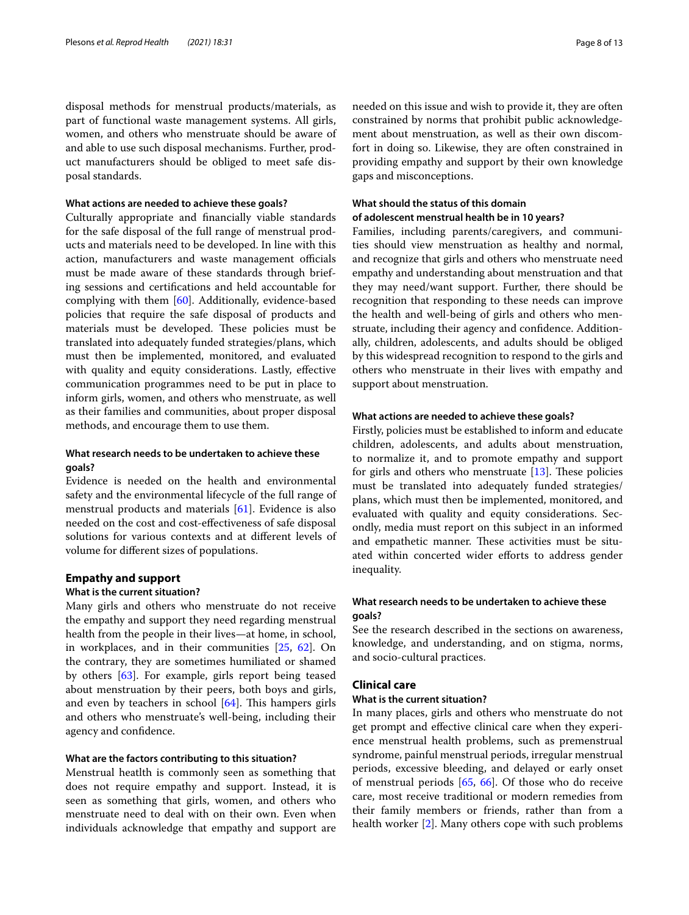disposal methods for menstrual products/materials, as part of functional waste management systems. All girls, women, and others who menstruate should be aware of and able to use such disposal mechanisms. Further, product manufacturers should be obliged to meet safe disposal standards.

#### What actions are needed to achieve these goals?

Culturally appropriate and financially viable standards for the safe disposal of the full range of menstrual products and materials need to be developed. In line with this action, manufacturers and waste management officials must be made aware of these standards through briefing sessions and certifications and held accountable for complying with them [60]. Additionally, evidence-based policies that require the safe disposal of products and materials must be developed. These policies must be translated into adequately funded strategies/plans, which must then be implemented, monitored, and evaluated with quality and equity considerations. Lastly, effective communication programmes need to be put in place to inform girls, women, and others who menstruate, as well as their families and communities, about proper disposal methods, and encourage them to use them.

#### What research needs to be undertaken to achieve these goals?

Evidence is needed on the health and environmental safety and the environmental lifecycle of the full range of menstrual products and materials [61]. Evidence is also needed on the cost and cost-effectiveness of safe disposal solutions for various contexts and at different levels of volume for different sizes of populations.

### Empathy and support

#### What is the current situation?

Many girls and others who menstruate do not receive the empathy and support they need regarding menstrual health from the people in their lives—at home, in school, in workplaces, and in their communities [25, 62]. On the contrary, they are sometimes humiliated or shamed by others [63]. For example, girls report being teased about menstruation by their peers, both boys and girls, and even by teachers in school [64]. This hampers girls and others who menstruate's well-being, including their agency and confidence.

#### What are the factors contributing to this situation?

Menstrual heatlth is commonly seen as something that does not require empathy and support. Instead, it is seen as something that girls, women, and others who menstruate need to deal with on their own. Even when individuals acknowledge that empathy and support are needed on this issue and wish to provide it, they are often constrained by norms that prohibit public acknowledgement about menstruation, as well as their own discomfort in doing so. Likewise, they are often constrained in providing empathy and support by their own knowledge gaps and misconceptions.

#### What should the status of this domain of adolescent menstrual health be in 10 years?

Families, including parents/caregivers, and communities should view menstruation as healthy and normal, and recognize that girls and others who menstruate need empathy and understanding about menstruation and that they may need/want support. Further, there should be recognition that responding to these needs can improve the health and well-being of girls and others who menstruate, including their agency and confidence. Additionally, children, adolescents, and adults should be obliged by this widespread recognition to respond to the girls and others who menstruate in their lives with empathy and support about menstruation.

#### What actions are needed to achieve these goals?

Firstly, policies must be established to inform and educate children, adolescents, and adults about menstruation, to normalize it, and to promote empathy and support for girls and others who menstruate [13]. These policies must be translated into adequately funded strategies/plans, which must then be implemented, monitored, and evaluated with quality and equity considerations. Secondly, media must report on this subject in an informed and empathetic manner. These activities must be situated within concerted wider efforts to address gender inequality.

#### What research needs to be undertaken to achieve these goals?

See the research described in the sections on awareness, knowledge, and understanding, and on stigma, norms, and socio-cultural practices.

### Clinical care

#### What is the current situation?

In many places, girls and others who menstruate do not get prompt and effective clinical care when they experience menstrual health problems, such as premenstrual syndrome, painful menstrual periods, irregular menstrual periods, excessive bleeding, and delayed or early onset of menstrual periods [65, 66]. Of those who do receive care, most receive traditional or modern remedies from their family members or friends, rather than from a health worker [2]. Many others cope with such problems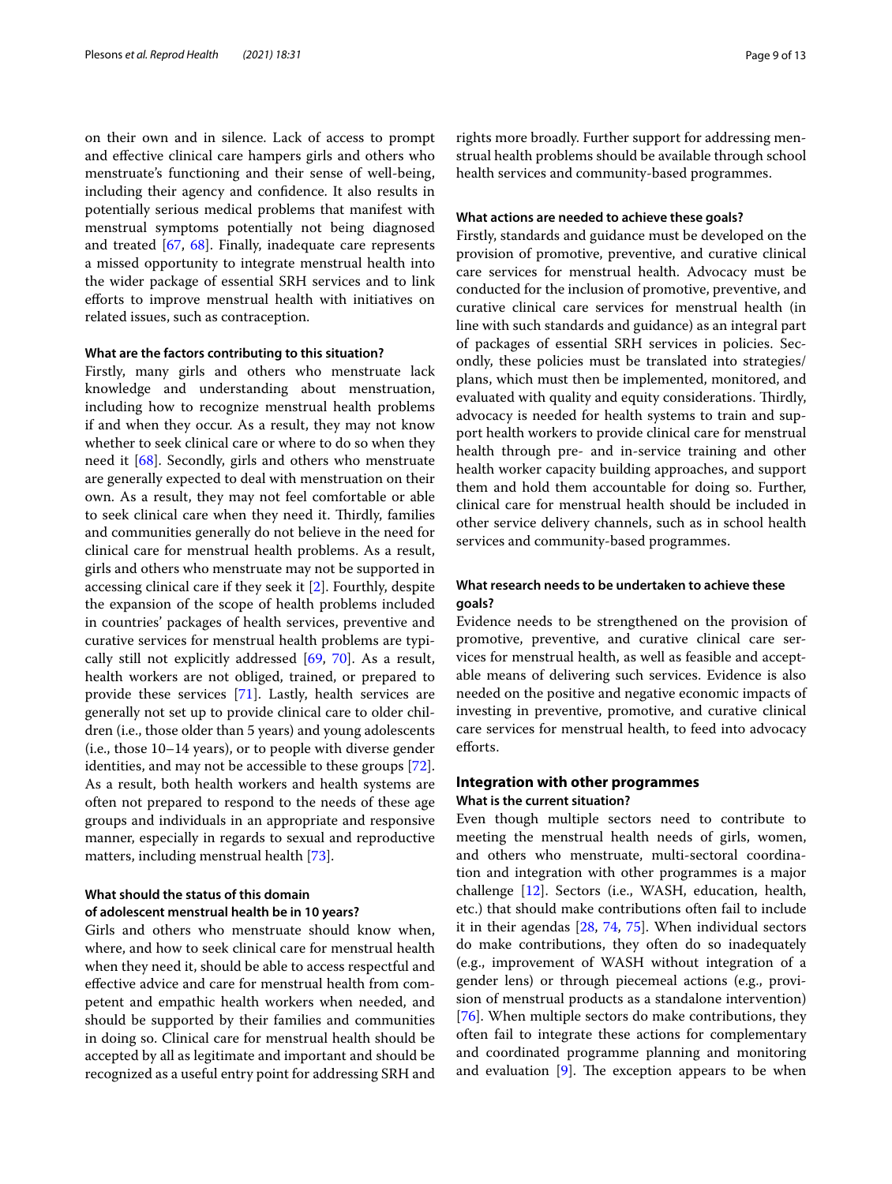on their own and in silence. Lack of access to prompt and effective clinical care hampers girls and others who menstruate's functioning and their sense of well-being, including their agency and confidence. It also results in potentially serious medical problems that manifest with menstrual symptoms potentially not being diagnosed and treated [67, 68]. Finally, inadequate care represents a missed opportunity to integrate menstrual health into the wider package of essential SRH services and to link efforts to improve menstrual health with initiatives on related issues, such as contraception.

#### What are the factors contributing to this situation?

Firstly, many girls and others who menstruate lack knowledge and understanding about menstruation, including how to recognize menstrual health problems if and when they occur. As a result, they may not know whether to seek clinical care or where to do so when they need it [68]. Secondly, girls and others who menstruate are generally expected to deal with menstruation on their own. As a result, they may not feel comfortable or able to seek clinical care when they need it. Thirdly, families and communities generally do not believe in the need for clinical care for menstrual health problems. As a result, girls and others who menstruate may not be supported in accessing clinical care if they seek it [2]. Fourthly, despite the expansion of the scope of health problems included in countries' packages of health services, preventive and curative services for menstrual health problems are typically still not explicitly addressed [69, 70]. As a result, health workers are not obliged, trained, or prepared to provide these services [71]. Lastly, health services are generally not set up to provide clinical care to older children (i.e., those older than 5 years) and young adolescents (i.e., those 10–14 years), or to people with diverse gender identities, and may not be accessible to these groups [72]. As a result, both health workers and health systems are often not prepared to respond to the needs of these age groups and individuals in an appropriate and responsive manner, especially in regards to sexual and reproductive matters, including menstrual health [73].

#### What should the status of this domain of adolescent menstrual health be in 10 years?

Girls and others who menstruate should know when, where, and how to seek clinical care for menstrual health when they need it, should be able to access respectful and effective advice and care for menstrual health from competent and empathic health workers when needed, and should be supported by their families and communities in doing so. Clinical care for menstrual health should be accepted by all as legitimate and important and should be recognized as a useful entry point for addressing SRH and rights more broadly. Further support for addressing menstrual health problems should be available through school health services and community-based programmes.

#### What actions are needed to achieve these goals?

Firstly, standards and guidance must be developed on the provision of promotive, preventive, and curative clinical care services for menstrual health. Advocacy must be conducted for the inclusion of promotive, preventive, and curative clinical care services for menstrual health (in line with such standards and guidance) as an integral part of packages of essential SRH services in policies. Secondly, these policies must be translated into strategies/plans, which must then be implemented, monitored, and evaluated with quality and equity considerations. Thirdly, advocacy is needed for health systems to train and support health workers to provide clinical care for menstrual health through pre- and in-service training and other health worker capacity building approaches, and support them and hold them accountable for doing so. Further, clinical care for menstrual health should be included in other service delivery channels, such as in school health services and community-based programmes.

#### What research needs to be undertaken to achieve these goals?

Evidence needs to be strengthened on the provision of promotive, preventive, and curative clinical care services for menstrual health, as well as feasible and acceptable means of delivering such services. Evidence is also needed on the positive and negative economic impacts of investing in preventive, promotive, and curative clinical care services for menstrual health, to feed into advocacy efforts.

### Integration with other programmes

#### What is the current situation?

Even though multiple sectors need to contribute to meeting the menstrual health needs of girls, women, and others who menstruate, multi-sectoral coordination and integration with other programmes is a major challenge [12]. Sectors (i.e., WASH, education, health, etc.) that should make contributions often fail to include it in their agendas [28, 74, 75]. When individual sectors do make contributions, they often do so inadequately (e.g., improvement of WASH without integration of a gender lens) or through piecemeal actions (e.g., provision of menstrual products as a standalone intervention) [76]. When multiple sectors do make contributions, they often fail to integrate these actions for complementary and coordinated programme planning and monitoring and evaluation [9]. The exception appears to be when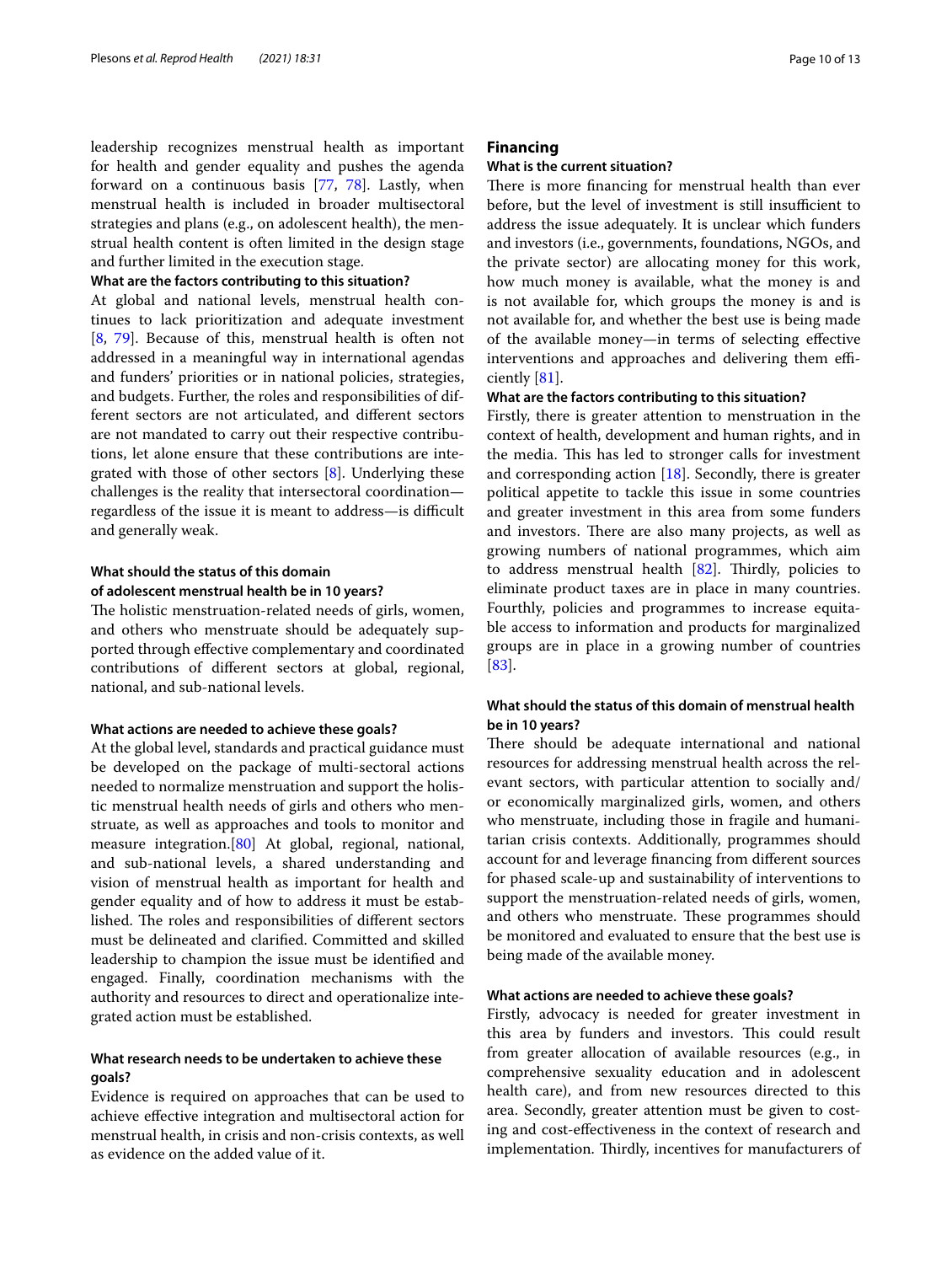leadership recognizes menstrual health as important for health and gender equality and pushes the agenda forward on a continuous basis [77, 78]. Lastly, when menstrual health is included in broader multisectoral strategies and plans (e.g., on adolescent health), the menstrual health content is often limited in the design stage and further limited in the execution stage.

#### What are the factors contributing to this situation?

At global and national levels, menstrual health continues to lack prioritization and adequate investment [8, 79]. Because of this, menstrual health is often not addressed in a meaningful way in international agendas and funders' priorities or in national policies, strategies, and budgets. Further, the roles and responsibilities of different sectors are not articulated, and different sectors are not mandated to carry out their respective contributions, let alone ensure that these contributions are integrated with those of other sectors [8]. Underlying these challenges is the reality that intersectoral coordination—regardless of the issue it is meant to address—is difficult and generally weak.

### What should the status of this domain of adolescent menstrual health be in 10 years?

The holistic menstruation-related needs of girls, women, and others who menstruate should be adequately supported through effective complementary and coordinated contributions of different sectors at global, regional, national, and sub-national levels.

#### What actions are needed to achieve these goals?

At the global level, standards and practical guidance must be developed on the package of multi-sectoral actions needed to normalize menstruation and support the holistic menstrual health needs of girls and others who menstruate, as well as approaches and tools to monitor and measure integration.[80] At global, regional, national, and sub-national levels, a shared understanding and vision of menstrual health as important for health and gender equality and of how to address it must be established. The roles and responsibilities of different sectors must be delineated and clarified. Committed and skilled leadership to champion the issue must be identified and engaged. Finally, coordination mechanisms with the authority and resources to direct and operationalize integrated action must be established.

### What research needs to be undertaken to achieve these goals?

Evidence is required on approaches that can be used to achieve effective integration and multisectoral action for menstrual health, in crisis and non-crisis contexts, as well as evidence on the added value of it.

## Financing

#### What is the current situation?

There is more financing for menstrual health than ever before, but the level of investment is still insufficient to address the issue adequately. It is unclear which funders and investors (i.e., governments, foundations, NGOs, and the private sector) are allocating money for this work, how much money is available, what the money is and is not available for, which groups the money is and is not available for, and whether the best use is being made of the available money—in terms of selecting effective interventions and approaches and delivering them efficiently [81].

#### What are the factors contributing to this situation?

Firstly, there is greater attention to menstruation in the context of health, development and human rights, and in the media. This has led to stronger calls for investment and corresponding action [18]. Secondly, there is greater political appetite to tackle this issue in some countries and greater investment in this area from some funders and investors. There are also many projects, as well as growing numbers of national programmes, which aim to address menstrual health [82]. Thirdly, policies to eliminate product taxes are in place in many countries. Fourthly, policies and programmes to increase equitable access to information and products for marginalized groups are in place in a growing number of countries [83].

### What should the status of this domain of menstrual health be in 10 years?

There should be adequate international and national resources for addressing menstrual health across the relevant sectors, with particular attention to socially and/or economically marginalized girls, women, and others who menstruate, including those in fragile and humanitarian crisis contexts. Additionally, programmes should account for and leverage financing from different sources for phased scale-up and sustainability of interventions to support the menstruation-related needs of girls, women, and others who menstruate. These programmes should be monitored and evaluated to ensure that the best use is being made of the available money.

#### What actions are needed to achieve these goals?

Firstly, advocacy is needed for greater investment in this area by funders and investors. This could result from greater allocation of available resources (e.g., in comprehensive sexuality education and in adolescent health care), and from new resources directed to this area. Secondly, greater attention must be given to costing and cost-effectiveness in the context of research and implementation. Thirdly, incentives for manufacturers of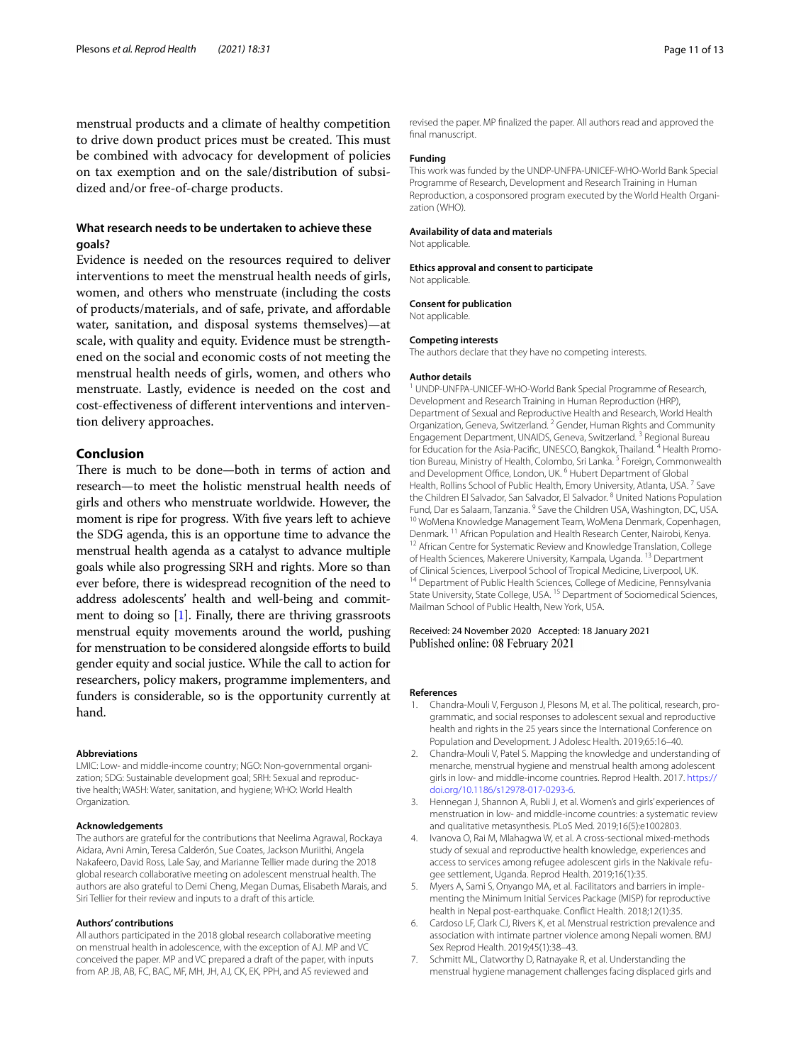menstrual products and a climate of healthy competition to drive down product prices must be created. This must be combined with advocacy for development of policies on tax exemption and on the sale/distribution of subsidized and/or free-of-charge products.

### What research needs to be undertaken to achieve these goals?

Evidence is needed on the resources required to deliver interventions to meet the menstrual health needs of girls, women, and others who menstruate (including the costs of products/materials, and of safe, private, and affordable water, sanitation, and disposal systems themselves)—at scale, with quality and equity. Evidence must be strengthened on the social and economic costs of not meeting the menstrual health needs of girls, women, and others who menstruate. Lastly, evidence is needed on the cost and cost-effectiveness of different interventions and intervention delivery approaches.

## Conclusion

There is much to be done—both in terms of action and research—to meet the holistic menstrual health needs of girls and others who menstruate worldwide. However, the moment is ripe for progress. With five years left to achieve the SDG agenda, this is an opportune time to advance the menstrual health agenda as a catalyst to advance multiple goals while also progressing SRH and rights. More so than ever before, there is widespread recognition of the need to address adolescents' health and well-being and commitment to doing so [1]. Finally, there are thriving grassroots menstrual equity movements around the world, pushing for menstruation to be considered alongside efforts to build gender equity and social justice. While the call to action for researchers, policy makers, programme implementers, and funders is considerable, so is the opportunity currently at hand.

#### Abbreviations

LMIC: Low- and middle-income country; NGO: Non-governmental organization; SDG: Sustainable development goal; SRH: Sexual and reproductive health; WASH: Water, sanitation, and hygiene; WHO: World Health Organization.

#### Acknowledgements

The authors are grateful for the contributions that Neelima Agrawal, Rockaya Aidara, Avni Amin, Teresa Calderón, Sue Coates, Jackson Muriithi, Angela Nakafeero, David Ross, Lale Say, and Marianne Tellier made during the 2018 global research collaborative meeting on adolescent menstrual health. The authors are also grateful to Demi Cheng, Megan Dumas, Elisabeth Marais, and Siri Tellier for their review and inputs to a draft of this article.

#### Authors' contributions

All authors participated in the 2018 global research collaborative meeting on menstrual health in adolescence, with the exception of AJ. MP and VC conceived the paper. MP and VC prepared a draft of the paper, with inputs from AP. JB, AB, FC, BAC, MF, MH, JH, AJ, CK, EK, PPH, and AS reviewed and revised the paper. MP finalized the paper. All authors read and approved the final manuscript.

#### Funding

This work was funded by the UNDP-UNFPA-UNICEF-WHO-World Bank Special Programme of Research, Development and Research Training in Human Reproduction, a cosponsored program executed by the World Health Organization (WHO).

#### Availability of data and materials

Not applicable.

#### Ethics approval and consent to participate

Not applicable.

#### Consent for publication

Not applicable.

#### Competing interests

The authors declare that they have no competing interests.

#### Author details

[1] UNDP-UNFPA-UNICEF-WHO-World Bank Special Programme of Research, Development and Research Training in Human Reproduction (HRP), Department of Sexual and Reproductive Health and Research, World Health Organization, Geneva, Switzerland. [2] Gender, Human Rights and Community Engagement Department, UNAIDS, Geneva, Switzerland. [3] Regional Bureau for Education for the Asia-Pacific, UNESCO, Bangkok, Thailand. [4] Health Promotion Bureau, Ministry of Health, Colombo, Sri Lanka. [5] Foreign, Commonwealth and Development Office, London, UK. [6] Hubert Department of Global Health, Rollins School of Public Health, Emory University, Atlanta, USA. [7] Save the Children El Salvador, San Salvador, El Salvador. [8] United Nations Population Fund, Dar es Salaam, Tanzania. [9] Save the Children USA, Washington, DC, USA. [10] WoMena Knowledge Management Team, WoMena Denmark, Copenhagen, Denmark. [11] African Population and Health Research Center, Nairobi, Kenya. [12] African Centre for Systematic Review and Knowledge Translation, College of Health Sciences, Makerere University, Kampala, Uganda. [13] Department of Clinical Sciences, Liverpool School of Tropical Medicine, Liverpool, UK. [14] Department of Public Health Sciences, College of Medicine, Pennsylvania State University, State College, USA. [15] Department of Sociomedical Sciences, Mailman School of Public Health, New York, USA.

Received: 24 November 2020 Accepted: 18 January 2021
Published online: 08 February 2021

#### References

1. Chandra-Mouli V, Ferguson J, Plesons M, et al. The political, research, programmatic, and social responses to adolescent sexual and reproductive health and rights in the 25 years since the International Conference on Population and Development. J Adolesc Health. 2019;65:16–40.
2. Chandra-Mouli V, Patel S. Mapping the knowledge and understanding of menarche, menstrual hygiene and menstrual health among adolescent girls in low- and middle-income countries. Reprod Health. 2017. https://doi.org/10.1186/s12978-017-0293-6.
3. Hennegan J, Shannon A, Rubli J, et al. Women's and girls' experiences of menstruation in low- and middle-income countries: a systematic review and qualitative metasynthesis. PLoS Med. 2019;16(5):e1002803.
4. Ivanova O, Rai M, Mlahagwa W, et al. A cross-sectional mixed-methods study of sexual and reproductive health knowledge, experiences and access to services among refugee adolescent girls in the Nakivale refugee settlement, Uganda. Reprod Health. 2019;16(1):35.
5. Myers A, Sami S, Onyango MA, et al. Facilitators and barriers in implementing the Minimum Initial Services Package (MISP) for reproductive health in Nepal post-earthquake. Conflict Health. 2018;12(1):35.
6. Cardoso LF, Clark CJ, Rivers K, et al. Menstrual restriction prevalence and association with intimate partner violence among Nepali women. BMJ Sex Reprod Health. 2019;45(1):38–43.
7. Schmitt ML, Clatworthy D, Ratnayake R, et al. Understanding the menstrual hygiene management challenges facing displaced girls and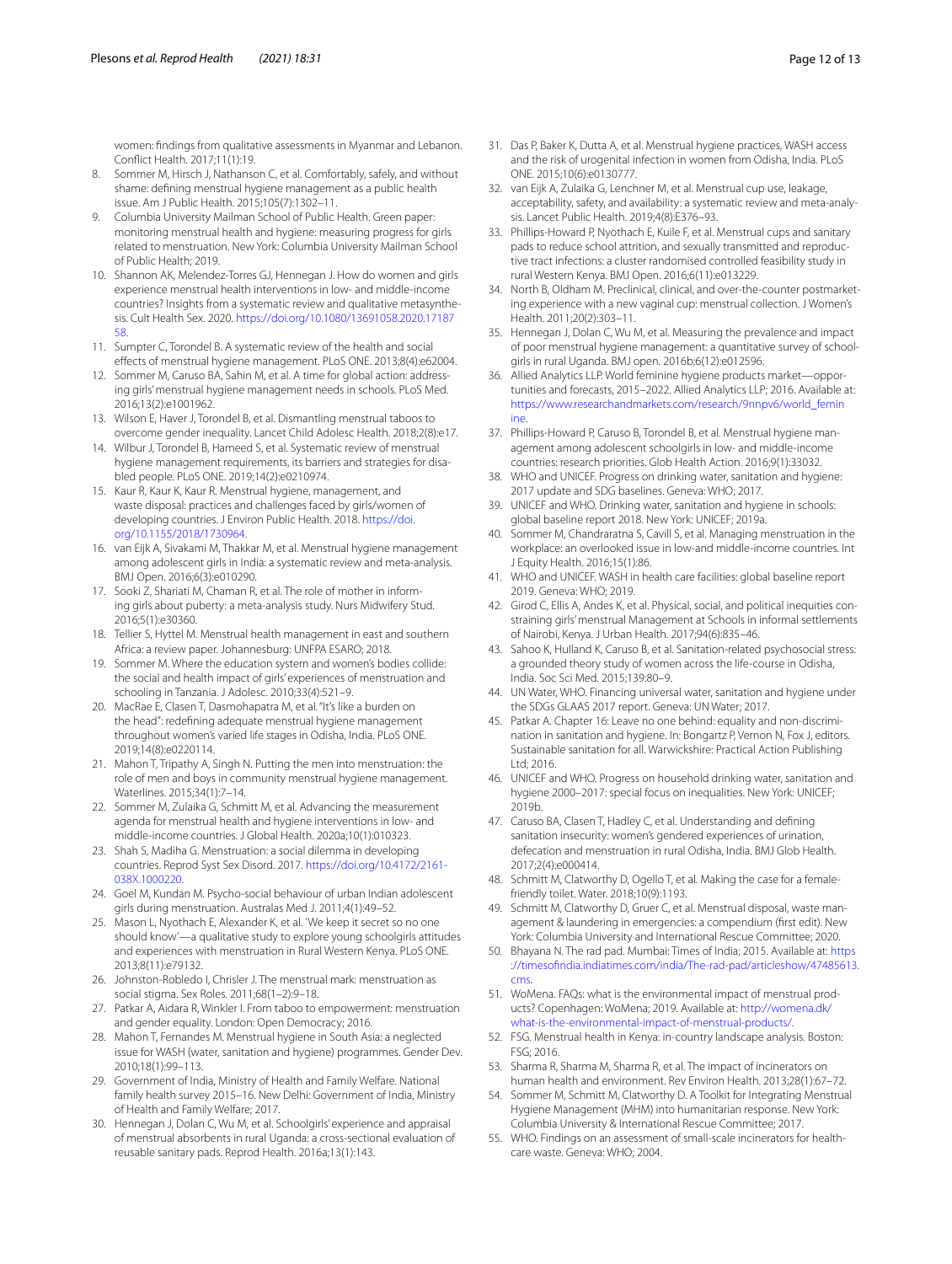women: findings from qualitative assessments in Myanmar and Lebanon. Conflict Health. 2017;11(1):19.

8. Sommer M, Hirsch J, Nathanson C, et al. Comfortably, safely, and without shame: defining menstrual hygiene management as a public health issue. Am J Public Health. 2015;105(7):1302–11.
9. Columbia University Mailman School of Public Health. Green paper: monitoring menstrual health and hygiene: measuring progress for girls related to menstruation. New York: Columbia University Mailman School of Public Health; 2019.
10. Shannon AK, Melendez-Torres GJ, Hennegan J. How do women and girls experience menstrual health interventions in low- and middle-income countries? Insights from a systematic review and qualitative metasynthesis. Cult Health Sex. 2020. https://doi.org/10.1080/13691058.2020.1718758.
11. Sumpter C, Torondel B. A systematic review of the health and social effects of menstrual hygiene management. PLoS ONE. 2013;8(4):e62004.
12. Sommer M, Caruso BA, Sahin M, et al. A time for global action: addressing girls' menstrual hygiene management needs in schools. PLoS Med. 2016;13(2):e1001962.
13. Wilson E, Haver J, Torondel B, et al. Dismantling menstrual taboos to overcome gender inequality. Lancet Child Adolesc Health. 2018;2(8):e17.
14. Wilbur J, Torondel B, Hameed S, et al. Systematic review of menstrual hygiene management requirements, its barriers and strategies for disabled people. PLoS ONE. 2019;14(2):e0210974.
15. Kaur R, Kaur K, Kaur R. Menstrual hygiene, management, and waste disposal: practices and challenges faced by girls/women of developing countries. J Environ Public Health. 2018. https://doi.org/10.1155/2018/1730964.
16. van Eijk A, Sivakami M, Thakkar M, et al. Menstrual hygiene management among adolescent girls in India: a systematic review and meta-analysis. BMJ Open. 2016;6(3):e010290.
17. Sooki Z, Shariati M, Chaman R, et al. The role of mother in informing girls about puberty: a meta-analysis study. Nurs Midwifery Stud. 2016;5(1):e30360.
18. Tellier S, Hyttel M. Menstrual health management in east and southern Africa: a review paper. Johannesburg: UNFPA ESARO; 2018.
19. Sommer M. Where the education system and women's bodies collide: the social and health impact of girls' experiences of menstruation and schooling in Tanzania. J Adolesc. 2010;33(4):521–9.
20. MacRae E, Clasen T, Dasmohapatra M, et al. "It's like a burden on the head": redefining adequate menstrual hygiene management throughout women's varied life stages in Odisha, India. PLoS ONE. 2019;14(8):e0220114.
21. Mahon T, Tripathy A, Singh N. Putting the men into menstruation: the role of men and boys in community menstrual hygiene management. Waterlines. 2015;34(1):7–14.
22. Sommer M, Zulaika G, Schmitt M, et al. Advancing the measurement agenda for menstrual health and hygiene interventions in low- and middle-income countries. J Global Health. 2020a;10(1):010323.
23. Shah S, Madiha G. Menstruation: a social dilemma in developing countries. Reprod Syst Sex Disord. 2017. https://doi.org/10.4172/2161-038X.1000220.
24. Goel M, Kundan M. Psycho-social behaviour of urban Indian adolescent girls during menstruation. Australas Med J. 2011;4(1):49–52.
25. Mason L, Nyothach E, Alexander K, et al. 'We keep it secret so no one should know'—a qualitative study to explore young schoolgirls attitudes and experiences with menstruation in Rural Western Kenya. PLoS ONE. 2013;8(11):e79132.
26. Johnston-Robledo I, Chrisler J. The menstrual mark: menstruation as social stigma. Sex Roles. 2011;68(1–2):9–18.
27. Patkar A, Aidara R, Winkler I. From taboo to empowerment: menstruation and gender equality. London: Open Democracy; 2016.
28. Mahon T, Fernandes M. Menstrual hygiene in South Asia: a neglected issue for WASH (water, sanitation and hygiene) programmes. Gender Dev. 2010;18(1):99–113.
29. Government of India, Ministry of Health and Family Welfare. National family health survey 2015–16. New Delhi: Government of India, Ministry of Health and Family Welfare; 2017.
30. Hennegan J, Dolan C, Wu M, et al. Schoolgirls' experience and appraisal of menstrual absorbents in rural Uganda: a cross-sectional evaluation of reusable sanitary pads. Reprod Health. 2016a;13(1):143.
31. Das P, Baker K, Dutta A, et al. Menstrual hygiene practices, WASH access and the risk of urogenital infection in women from Odisha, India. PLoS ONE. 2015;10(6):e0130777.
32. van Eijk A, Zulaika G, Lenchner M, et al. Menstrual cup use, leakage, acceptability, safety, and availability: a systematic review and meta-analysis. Lancet Public Health. 2019;4(8):E376–93.
33. Phillips-Howard P, Nyothach E, Kuile F, et al. Menstrual cups and sanitary pads to reduce school attrition, and sexually transmitted and reproductive tract infections: a cluster randomised controlled feasibility study in rural Western Kenya. BMJ Open. 2016;6(11):e013229.
34. North B, Oldham M. Preclinical, clinical, and over-the-counter postmarketing experience with a new vaginal cup: menstrual collection. J Women's Health. 2011;20(2):303–11.
35. Hennegan J, Dolan C, Wu M, et al. Measuring the prevalence and impact of poor menstrual hygiene management: a quantitative survey of schoolgirls in rural Uganda. BMJ open. 2016b;6(12):e012596.
36. Allied Analytics LLP. World feminine hygiene products market—opportunities and forecasts, 2015–2022. Allied Analytics LLP; 2016. Available at: https://www.researchandmarkets.com/research/9nnpv6/world_feminine.
37. Phillips-Howard P, Caruso B, Torondel B, et al. Menstrual hygiene management among adolescent schoolgirls in low- and middle-income countries: research priorities. Glob Health Action. 2016;9(1):33032.
38. WHO and UNICEF. Progress on drinking water, sanitation and hygiene: 2017 update and SDG baselines. Geneva: WHO; 2017.
39. UNICEF and WHO. Drinking water, sanitation and hygiene in schools: global baseline report 2018. New York: UNICEF; 2019a.
40. Sommer M, Chandraratna S, Cavill S, et al. Managing menstruation in the workplace: an overlooked issue in low-and middle-income countries. Int J Equity Health. 2016;15(1):86.
41. WHO and UNICEF. WASH in health care facilities: global baseline report 2019. Geneva: WHO; 2019.
42. Girod C, Ellis A, Andes K, et al. Physical, social, and political inequities constraining girls' menstrual Management at Schools in informal settlements of Nairobi, Kenya. J Urban Health. 2017;94(6):835–46.
43. Sahoo K, Hulland K, Caruso B, et al. Sanitation-related psychosocial stress: a grounded theory study of women across the life-course in Odisha, India. Soc Sci Med. 2015;139:80–9.
44. UN Water, WHO. Financing universal water, sanitation and hygiene under the SDGs GLAAS 2017 report. Geneva: UN Water; 2017.
45. Patkar A. Chapter 16: Leave no one behind: equality and non-discrimination in sanitation and hygiene. In: Bongartz P, Vernon N, Fox J, editors. Sustainable sanitation for all. Warwickshire: Practical Action Publishing Ltd; 2016.
46. UNICEF and WHO. Progress on household drinking water, sanitation and hygiene 2000–2017: special focus on inequalities. New York: UNICEF; 2019b.
47. Caruso BA, Clasen T, Hadley C, et al. Understanding and defining sanitation insecurity: women's gendered experiences of urination, defecation and menstruation in rural Odisha, India. BMJ Glob Health. 2017;2(4):e000414.
48. Schmitt M, Clatworthy D, Ogello T, et al. Making the case for a female-friendly toilet. Water. 2018;10(9):1193.
49. Schmitt M, Clatworthy D, Gruer C, et al. Menstrual disposal, waste management & laundering in emergencies: a compendium (first edit). New York: Columbia University and International Rescue Committee; 2020.
50. Bhayana N. The rad pad. Mumbai: Times of India; 2015. Available at: https://timesofindia.indiatimes.com/india/The-rad-pad/articleshow/47485613.cms.
51. WoMena. FAQs: what is the environmental impact of menstrual products? Copenhagen: WoMena; 2019. Available at: http://womena.dk/what-is-the-environmental-impact-of-menstrual-products/.
52. FSG. Menstrual health in Kenya: in-country landscape analysis. Boston: FSG; 2016.
53. Sharma R, Sharma M, Sharma R, et al. The impact of incinerators on human health and environment. Rev Environ Health. 2013;28(1):67–72.
54. Sommer M, Schmitt M, Clatworthy D. A Toolkit for Integrating Menstrual Hygiene Management (MHM) into humanitarian response. New York: Columbia University & International Rescue Committee; 2017.
55. WHO. Findings on an assessment of small-scale incinerators for health-care waste. Geneva: WHO; 2004.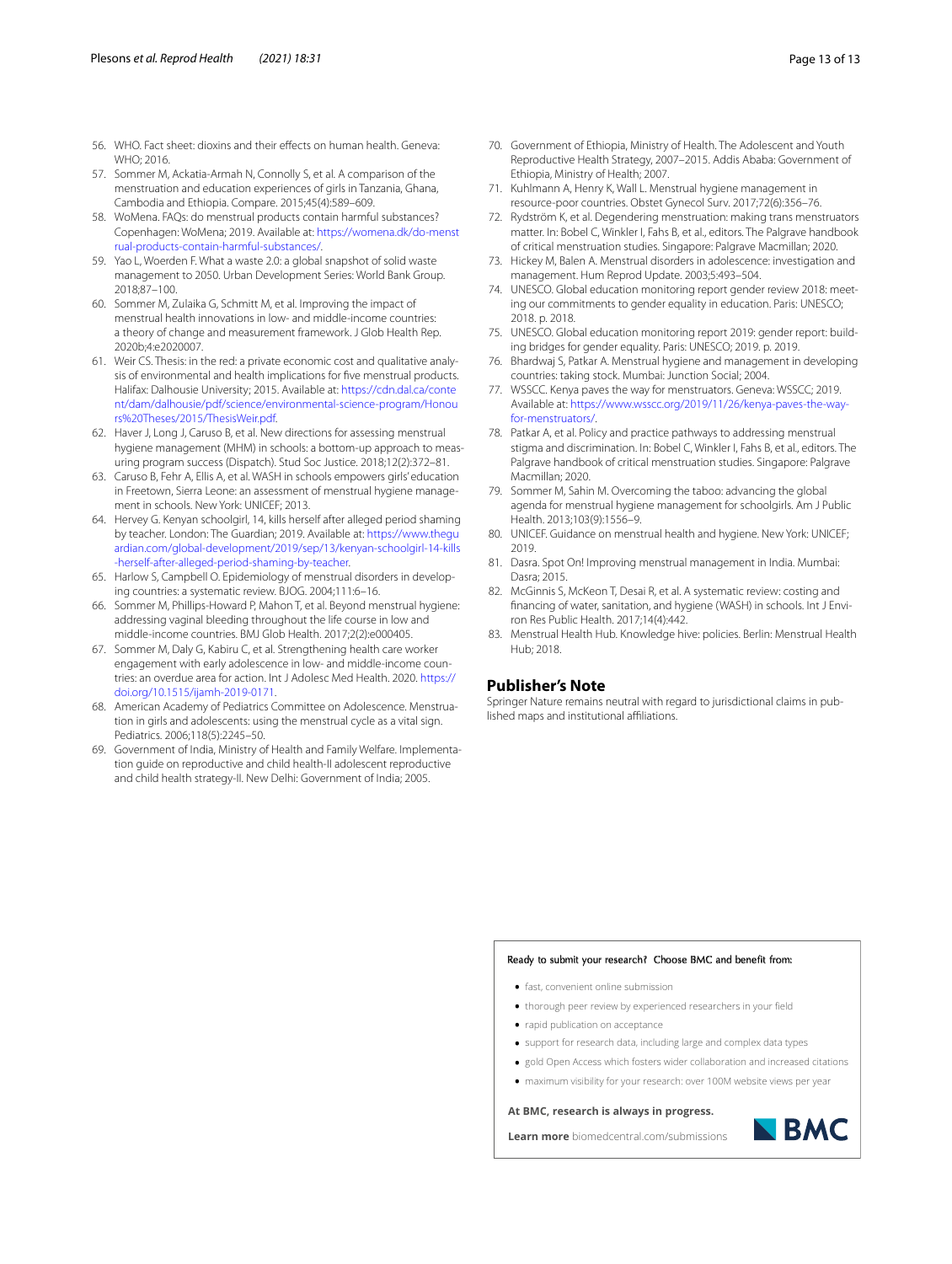56. WHO. Fact sheet: dioxins and their effects on human health. Geneva: WHO; 2016.
57. Sommer M, Ackatia-Armah N, Connolly S, et al. A comparison of the menstruation and education experiences of girls in Tanzania, Ghana, Cambodia and Ethiopia. Compare. 2015;45(4):589–609.
58. WoMena. FAQs: do menstrual products contain harmful substances? Copenhagen: WoMena; 2019. Available at: https://womena.dk/do-menstrual-products-contain-harmful-substances/.
59. Yao L, Woerden F. What a waste 2.0: a global snapshot of solid waste management to 2050. Urban Development Series: World Bank Group. 2018;87–100.
60. Sommer M, Zulaika G, Schmitt M, et al. Improving the impact of menstrual health innovations in low- and middle-income countries: a theory of change and measurement framework. J Glob Health Rep. 2020b;4:e2020007.
61. Weir CS. Thesis: in the red: a private economic cost and qualitative analysis of environmental and health implications for five menstrual products. Halifax: Dalhousie University; 2015. Available at: https://cdn.dal.ca/content/dam/dalhousie/pdf/science/environmental-science-program/Honours%20Theses/2015/ThesisWeir.pdf.
62. Haver J, Long J, Caruso B, et al. New directions for assessing menstrual hygiene management (MHM) in schools: a bottom-up approach to measuring program success (Dispatch). Stud Soc Justice. 2018;12(2):372–81.
63. Caruso B, Fehr A, Ellis A, et al. WASH in schools empowers girls' education in Freetown, Sierra Leone: an assessment of menstrual hygiene management in schools. New York: UNICEF; 2013.
64. Hervey G. Kenyan schoolgirl, 14, kills herself after alleged period shaming by teacher. London: The Guardian; 2019. Available at: https://www.theguardian.com/global-development/2019/sep/13/kenyan-schoolgirl-14-kills-herself-after-alleged-period-shaming-by-teacher.
65. Harlow S, Campbell O. Epidemiology of menstrual disorders in developing countries: a systematic review. BJOG. 2004;111:6–16.
66. Sommer M, Phillips-Howard P, Mahon T, et al. Beyond menstrual hygiene: addressing vaginal bleeding throughout the life course in low and middle-income countries. BMJ Glob Health. 2017;2(2):e000405.
67. Sommer M, Daly G, Kabiru C, et al. Strengthening health care worker engagement with early adolescence in low- and middle-income countries: an overdue area for action. Int J Adolesc Med Health. 2020. https://doi.org/10.1515/ijamh-2019-0171.
68. American Academy of Pediatrics Committee on Adolescence. Menstruation in girls and adolescents: using the menstrual cycle as a vital sign. Pediatrics. 2006;118(5):2245–50.
69. Government of India, Ministry of Health and Family Welfare. Implementation guide on reproductive and child health-II adolescent reproductive and child health strategy-II. New Delhi: Government of India; 2005.
70. Government of Ethiopia, Ministry of Health. The Adolescent and Youth Reproductive Health Strategy, 2007–2015. Addis Ababa: Government of Ethiopia, Ministry of Health; 2007.
71. Kuhlmann A, Henry K, Wall L. Menstrual hygiene management in resource-poor countries. Obstet Gynecol Surv. 2017;72(6):356–76.
72. Rydström K, et al. Degendering menstruation: making trans menstruators matter. In: Bobel C, Winkler I, Fahs B, et al., editors. The Palgrave handbook of critical menstruation studies. Singapore: Palgrave Macmillan; 2020.
73. Hickey M, Balen A. Menstrual disorders in adolescence: investigation and management. Hum Reprod Update. 2003;5:493–504.
74. UNESCO. Global education monitoring report gender review 2018: meeting our commitments to gender equality in education. Paris: UNESCO; 2018. p. 2018.
75. UNESCO. Global education monitoring report 2019: gender report: building bridges for gender equality. Paris: UNESCO; 2019. p. 2019.
76. Bhardwaj S, Patkar A. Menstrual hygiene and management in developing countries: taking stock. Mumbai: Junction Social; 2004.
77. WSSCC. Kenya paves the way for menstruators. Geneva: WSSCC; 2019. Available at: https://www.wsscc.org/2019/11/26/kenya-paves-the-way-for-menstruators/.
78. Patkar A, et al. Policy and practice pathways to addressing menstrual stigma and discrimination. In: Bobel C, Winkler I, Fahs B, et al., editors. The Palgrave handbook of critical menstruation studies. Singapore: Palgrave Macmillan; 2020.
79. Sommer M, Sahin M. Overcoming the taboo: advancing the global agenda for menstrual hygiene management for schoolgirls. Am J Public Health. 2013;103(9):1556–9.
80. UNICEF. Guidance on menstrual health and hygiene. New York: UNICEF; 2019.
81. Dasra. Spot On! Improving menstrual management in India. Mumbai: Dasra; 2015.
82. McGinnis S, McKeon T, Desai R, et al. A systematic review: costing and financing of water, sanitation, and hygiene (WASH) in schools. Int J Environ Res Public Health. 2017;14(4):442.
83. Menstrual Health Hub. Knowledge hive: policies. Berlin: Menstrual Health Hub; 2018.

## Publisher's Note

Springer Nature remains neutral with regard to jurisdictional claims in published maps and institutional affiliations.

Ready to submit your research? Choose BMC and benefit from:

- fast, convenient online submission
- thorough peer review by experienced researchers in your field
- rapid publication on acceptance
- support for research data, including large and complex data types
- gold Open Access which fosters wider collaboration and increased citations
- maximum visibility for your research: over 100M website views per year

**At BMC, research is always in progress.**

**Learn more** biomedcentral.com/submissions

BMC